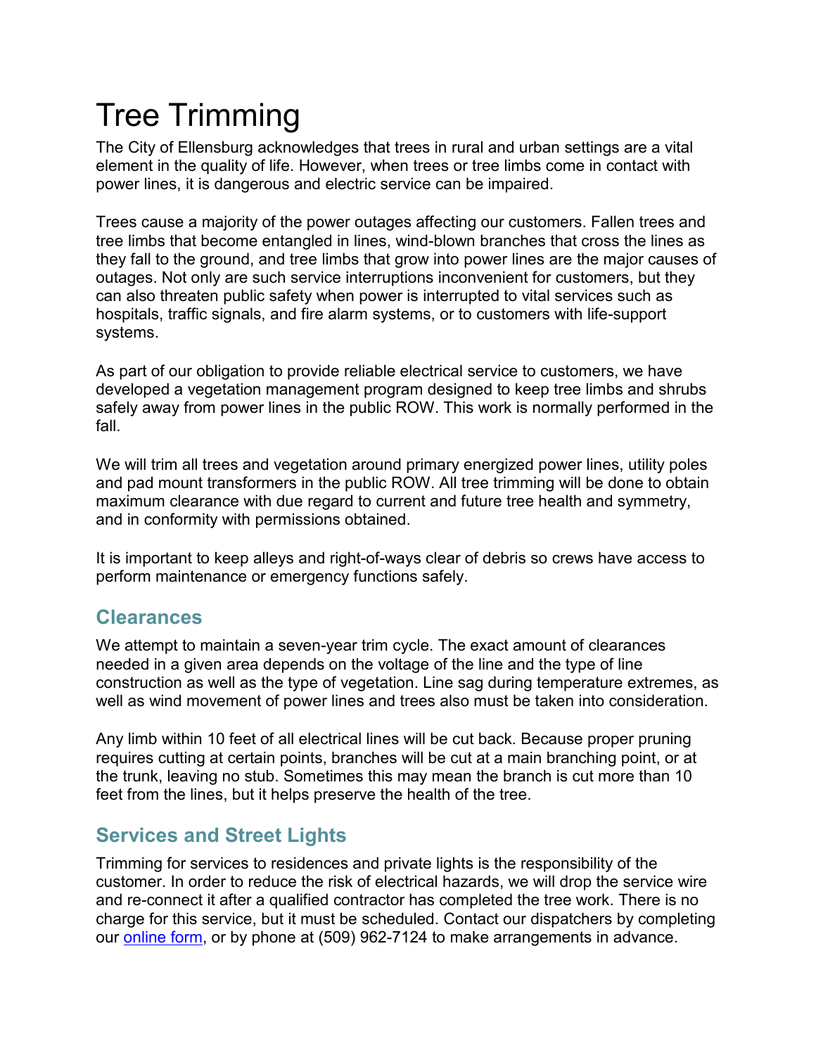# Tree Trimming

The City of Ellensburg acknowledges that trees in rural and urban settings are a vital element in the quality of life. However, when trees or tree limbs come in contact with power lines, it is dangerous and electric service can be impaired.

Trees cause a majority of the power outages affecting our customers. Fallen trees and tree limbs that become entangled in lines, wind-blown branches that cross the lines as they fall to the ground, and tree limbs that grow into power lines are the major causes of outages. Not only are such service interruptions inconvenient for customers, but they can also threaten public safety when power is interrupted to vital services such as hospitals, traffic signals, and fire alarm systems, or to customers with life-support systems.

As part of our obligation to provide reliable electrical service to customers, we have developed a vegetation management program designed to keep tree limbs and shrubs safely away from power lines in the public ROW. This work is normally performed in the fall.

We will trim all trees and vegetation around primary energized power lines, utility poles and pad mount transformers in the public ROW. All tree trimming will be done to obtain maximum clearance with due regard to current and future tree health and symmetry, and in conformity with permissions obtained.

It is important to keep alleys and right-of-ways clear of debris so crews have access to perform maintenance or emergency functions safely.

## Clearances

We attempt to maintain a seven-year trim cycle. The exact amount of clearances needed in a given area depends on the voltage of the line and the type of line construction as well as the type of vegetation. Line sag during temperature extremes, as well as wind movement of power lines and trees also must be taken into consideration.

Any limb within 10 feet of all electrical lines will be cut back. Because proper pruning requires cutting at certain points, branches will be cut at a main branching point, or at the trunk, leaving no stub. Sometimes this may mean the branch is cut more than 10 feet from the lines, but it helps preserve the health of the tree.

## Services and Street Lights

Trimming for services to residences and private lights is the responsibility of the customer. In order to reduce the risk of electrical hazards, we will drop the service wire and re-connect it after a qualified contractor has completed the tree work. There is no charge for this service, but it must be scheduled. Contact our dispatchers by completing our online form, or by phone at (509) 962-7124 to make arrangements in advance.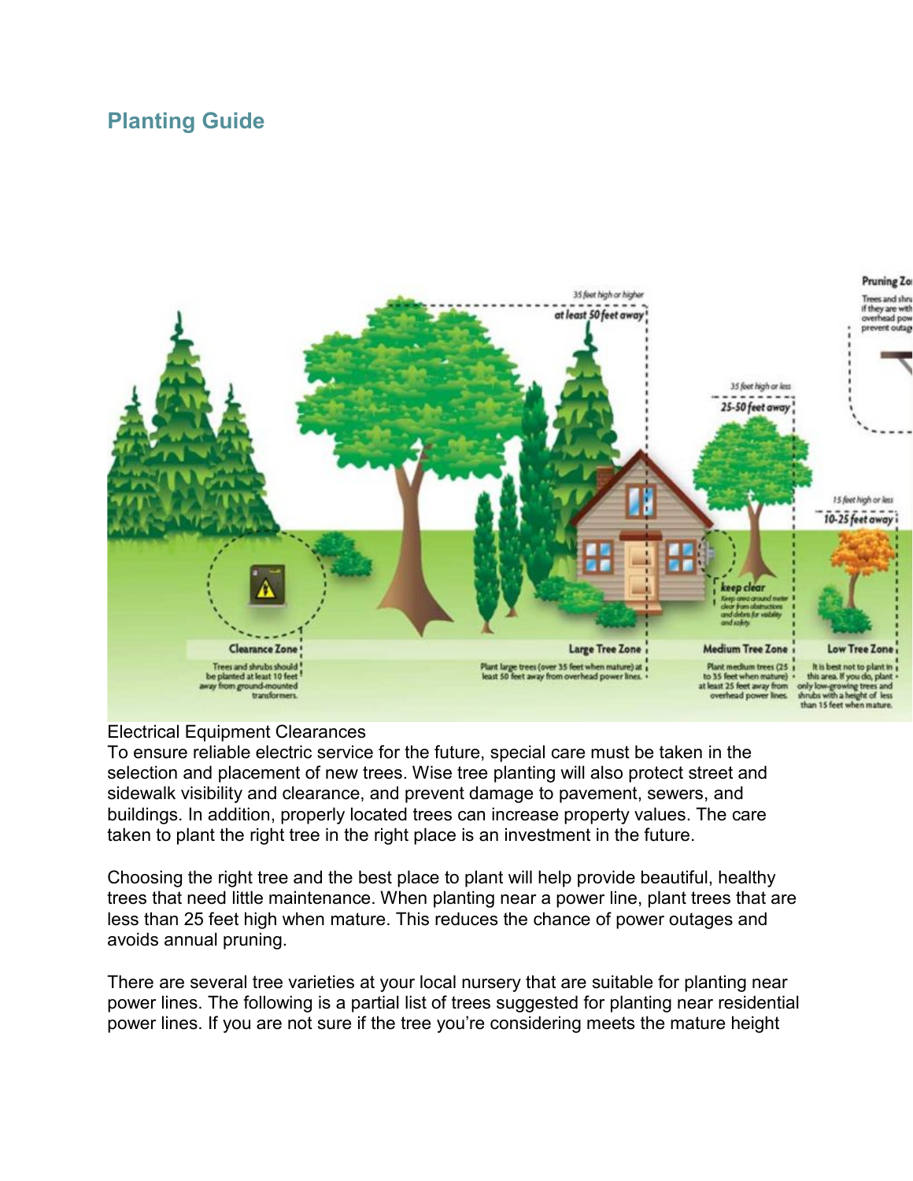## Planting Guide

Electrical Equipment Clearances

To ensure reliable electric service for the future, special care must be taken in the selection and placement of new trees. Wise tree planting will also protect street and sidewalk visibility and clearance, and prevent damage to pavement, sewers, and buildings. In addition, properly located trees can increase property values. The care taken to plant the right tree in the right place is an investment in the future.

Choosing the right tree and the best place to plant will help provide beautiful, healthy trees that need little maintenance. When planting near a power line, plant trees that are less than 25 feet high when mature. This reduces the chance of power outages and avoids annual pruning.

There are several tree varieties at your local nursery that are suitable for planting near power lines. The following is a partial list of trees suggested for planting near residential power lines. If you are not sure if the tree you're considering meets the mature height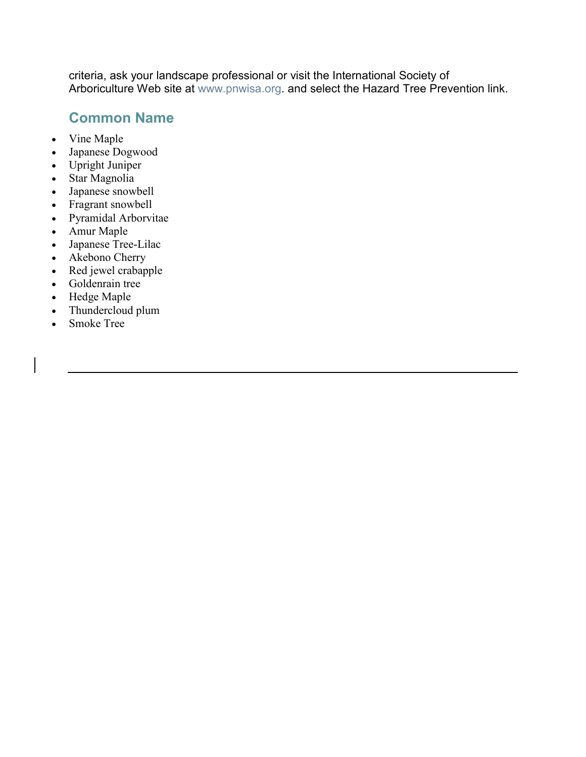criteria, ask your landscape professional or visit the International Society of Arboriculture Web site at www.pnwisa.org. and select the Hazard Tree Prevention link.

## Common Name

- Vine Maple
- Japanese Dogwood
- Upright Juniper
- Star Magnolia
- Japanese snowbell
- Fragrant snowbell
- Pyramidal Arborvitae
- Amur Maple
- Japanese Tree-Lilac
- Akebono Cherry
- Red jewel crabapple
- Goldenrain tree
- Hedge Maple
- Thundercloud plum
- Smoke Tree

---